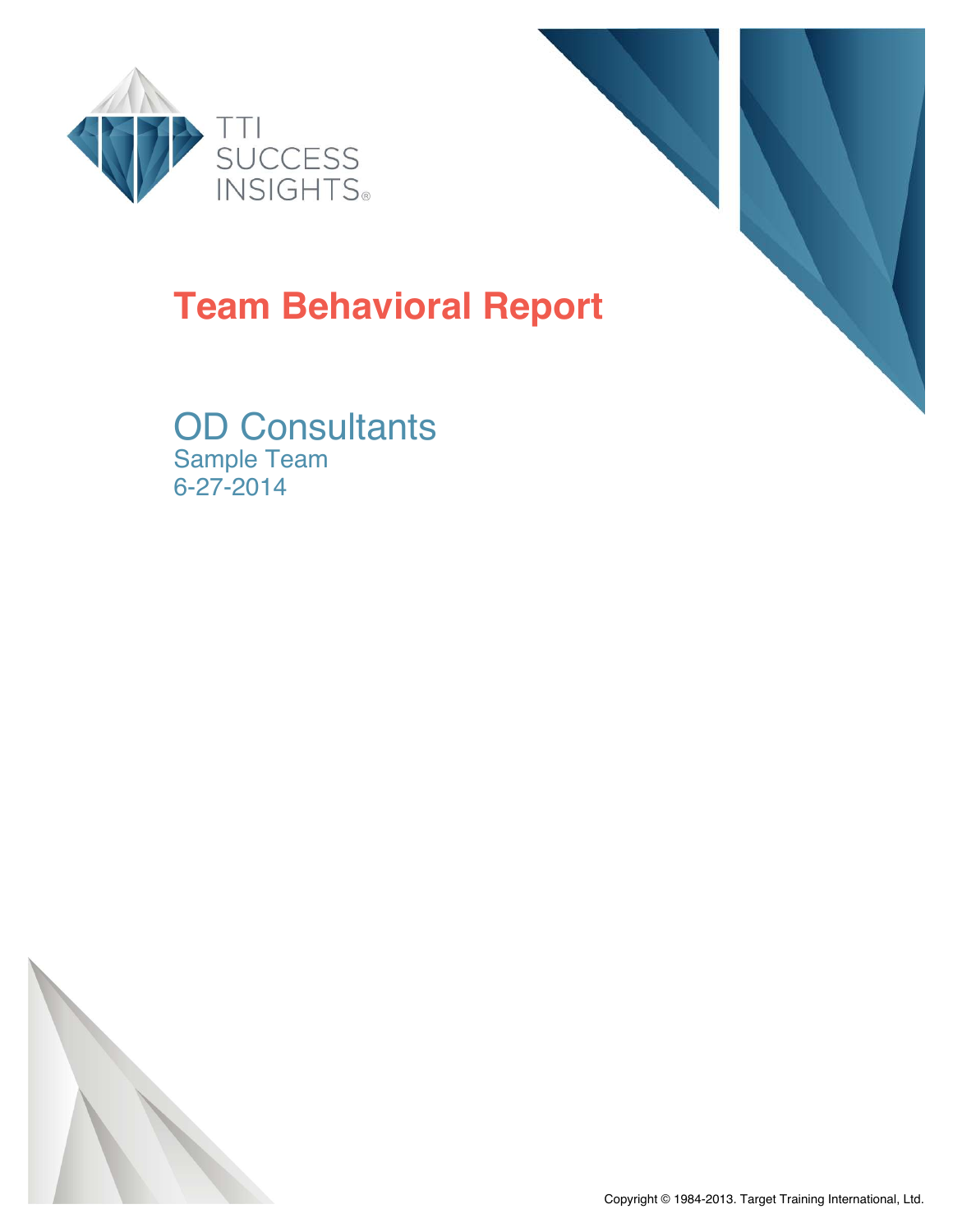TTI SUCCESS INSIGHTS®

# Team Behavioral Report

## OD Consultants

Sample Team

6-27-2014

Copyright © 1984-2013. Target Training International, Ltd.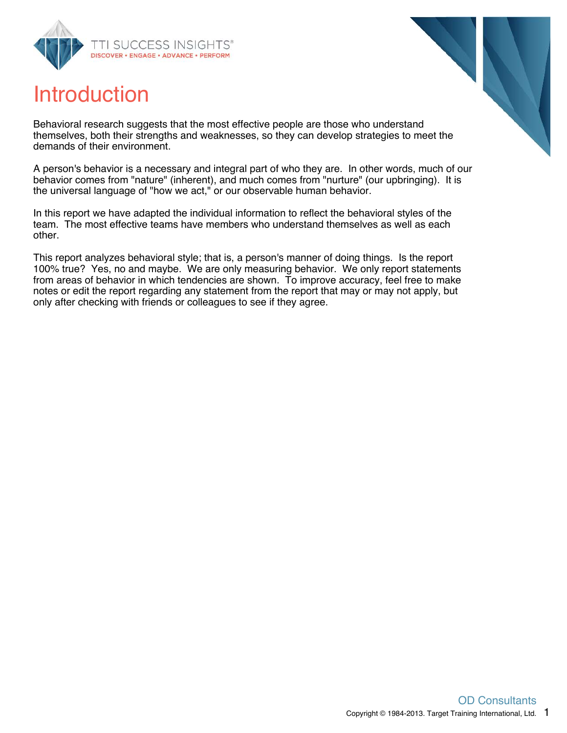# Introduction

Behavioral research suggests that the most effective people are those who understand themselves, both their strengths and weaknesses, so they can develop strategies to meet the demands of their environment.

A person's behavior is a necessary and integral part of who they are. In other words, much of our behavior comes from "nature" (inherent), and much comes from "nurture" (our upbringing). It is the universal language of "how we act," or our observable human behavior.

In this report we have adapted the individual information to reflect the behavioral styles of the team. The most effective teams have members who understand themselves as well as each other.

This report analyzes behavioral style; that is, a person's manner of doing things. Is the report 100% true? Yes, no and maybe. We are only measuring behavior. We only report statements from areas of behavior in which tendencies are shown. To improve accuracy, feel free to make notes or edit the report regarding any statement from the report that may or may not apply, but only after checking with friends or colleagues to see if they agree.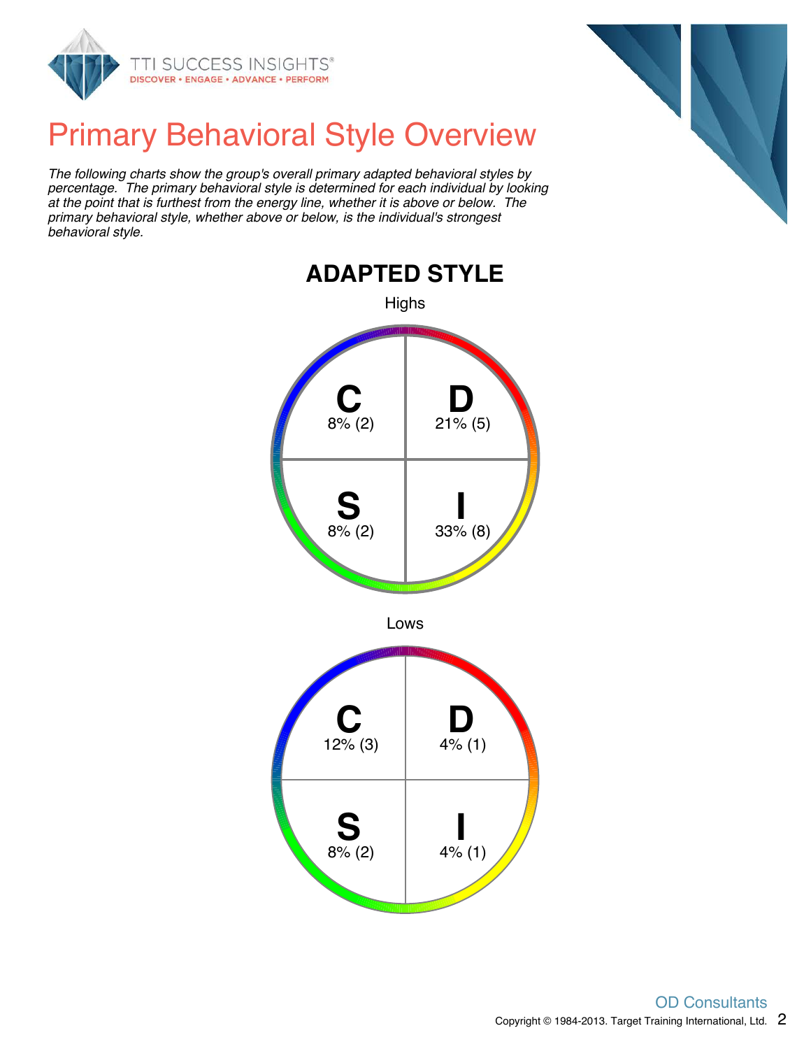# Primary Behavioral Style Overview

*The following charts show the group's overall primary adapted behavioral styles by percentage. The primary behavioral style is determined for each individual by looking at the point that is furthest from the energy line, whether it is above or below. The primary behavioral style, whether above or below, is the individual's strongest behavioral style.*

## ADAPTED STYLE

Highs

| **C** | **D** |
|---|---|
| 8% (2) | 21% (5) |
| **S** | **I** |
| 8% (2) | 33% (8) |

Lows

| **C** | **D** |
|---|---|
| 12% (3) | 4% (1) |
| **S** | **I** |
| 8% (2) | 4% (1) |

OD Consultants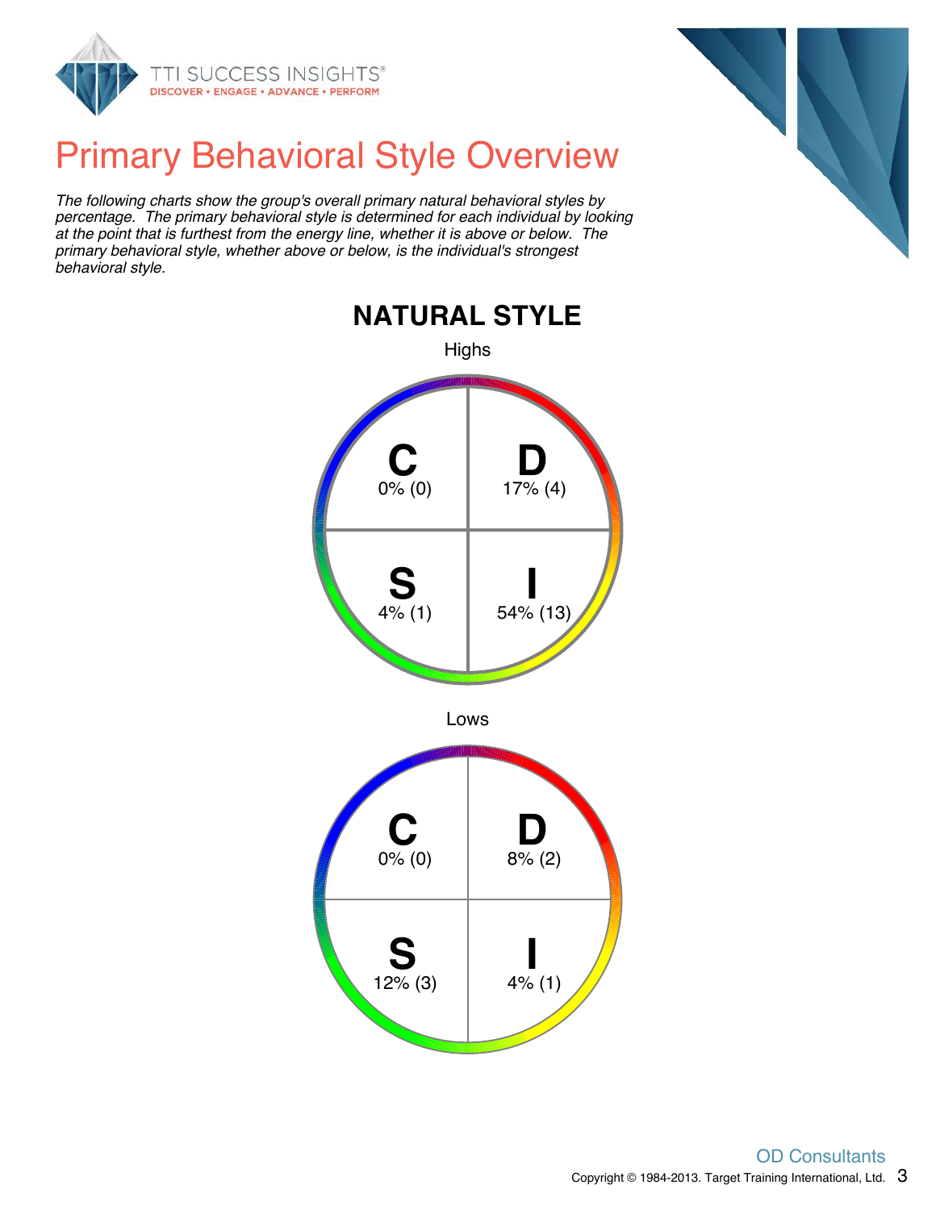# Primary Behavioral Style Overview

*The following charts show the group's overall primary natural behavioral styles by percentage. The primary behavioral style is determined for each individual by looking at the point that is furthest from the energy line, whether it is above or below. The primary behavioral style, whether above or below, is the individual's strongest behavioral style.*

## NATURAL STYLE

### Highs

| **C** | **D** |
|---|---|
| 0% (0) | 17% (4) |
| **S** | **I** |
| 4% (1) | 54% (13) |

### Lows

| **C** | **D** |
|---|---|
| 0% (0) | 8% (2) |
| **S** | **I** |
| 12% (3) | 4% (1) |

OD Consultants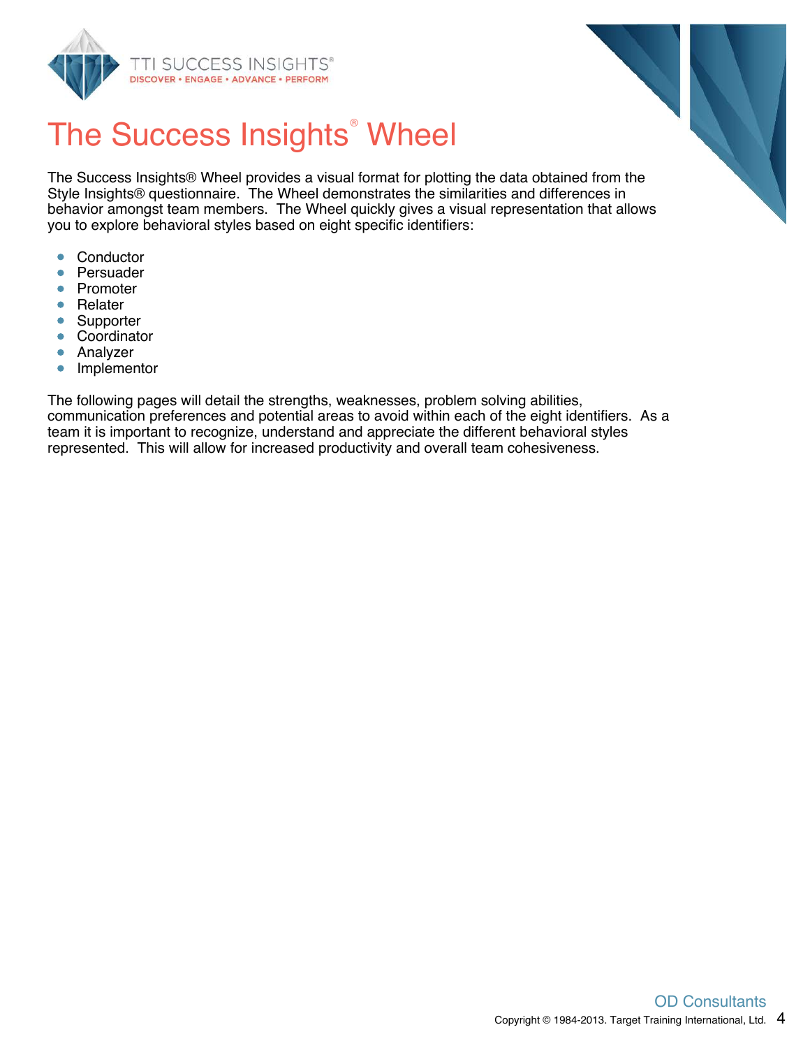# The Success Insights® Wheel

The Success Insights® Wheel provides a visual format for plotting the data obtained from the Style Insights® questionnaire. The Wheel demonstrates the similarities and differences in behavior amongst team members. The Wheel quickly gives a visual representation that allows you to explore behavioral styles based on eight specific identifiers:

- Conductor
- Persuader
- Promoter
- Relater
- Supporter
- Coordinator
- Analyzer
- Implementor

The following pages will detail the strengths, weaknesses, problem solving abilities, communication preferences and potential areas to avoid within each of the eight identifiers. As a team it is important to recognize, understand and appreciate the different behavioral styles represented. This will allow for increased productivity and overall team cohesiveness.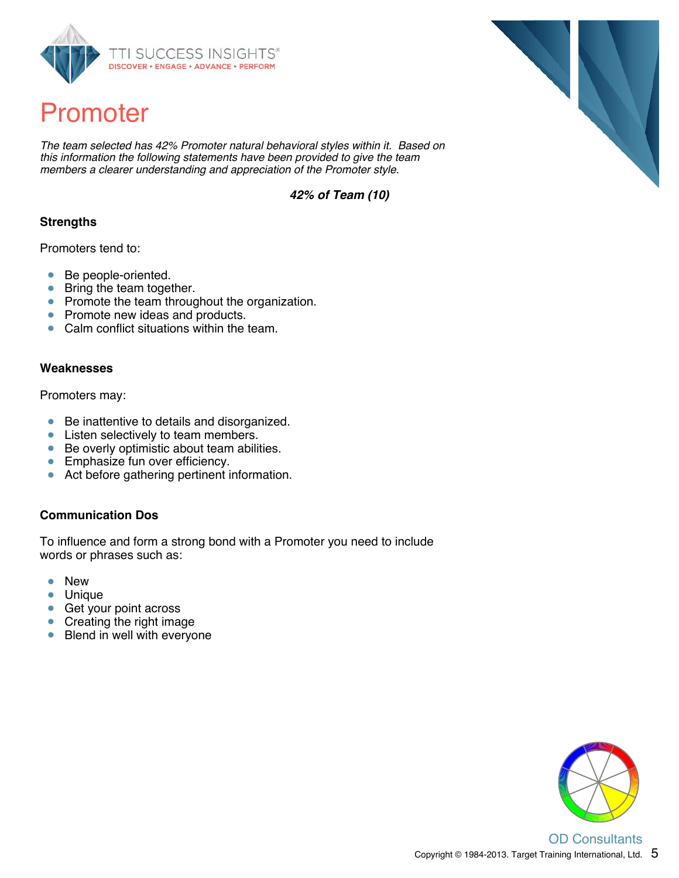# Promoter

*The team selected has 42% Promoter natural behavioral styles within it. Based on this information the following statements have been provided to give the team members a clearer understanding and appreciation of the Promoter style.*

***42% of Team (10)***

**Strengths**

Promoters tend to:

- Be people-oriented.
- Bring the team together.
- Promote the team throughout the organization.
- Promote new ideas and products.
- Calm conflict situations within the team.

**Weaknesses**

Promoters may:

- Be inattentive to details and disorganized.
- Listen selectively to team members.
- Be overly optimistic about team abilities.
- Emphasize fun over efficiency.
- Act before gathering pertinent information.

**Communication Dos**

To influence and form a strong bond with a Promoter you need to include words or phrases such as:

- New
- Unique
- Get your point across
- Creating the right image
- Blend in well with everyone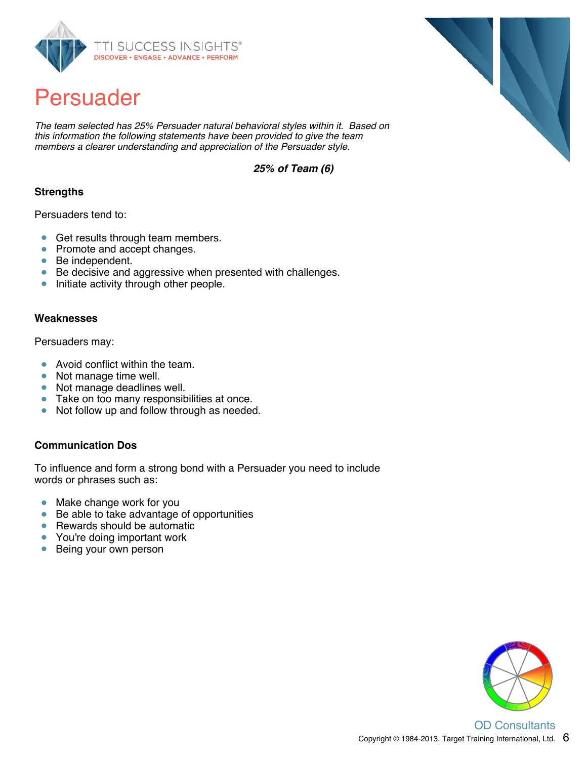# Persuader

*The team selected has 25% Persuader natural behavioral styles within it. Based on this information the following statements have been provided to give the team members a clearer understanding and appreciation of the Persuader style.*

***25% of Team (6)***

### Strengths

Persuaders tend to:

- Get results through team members.
- Promote and accept changes.
- Be independent.
- Be decisive and aggressive when presented with challenges.
- Initiate activity through other people.

### Weaknesses

Persuaders may:

- Avoid conflict within the team.
- Not manage time well.
- Not manage deadlines well.
- Take on too many responsibilities at once.
- Not follow up and follow through as needed.

### Communication Dos

To influence and form a strong bond with a Persuader you need to include words or phrases such as:

- Make change work for you
- Be able to take advantage of opportunities
- Rewards should be automatic
- You're doing important work
- Being your own person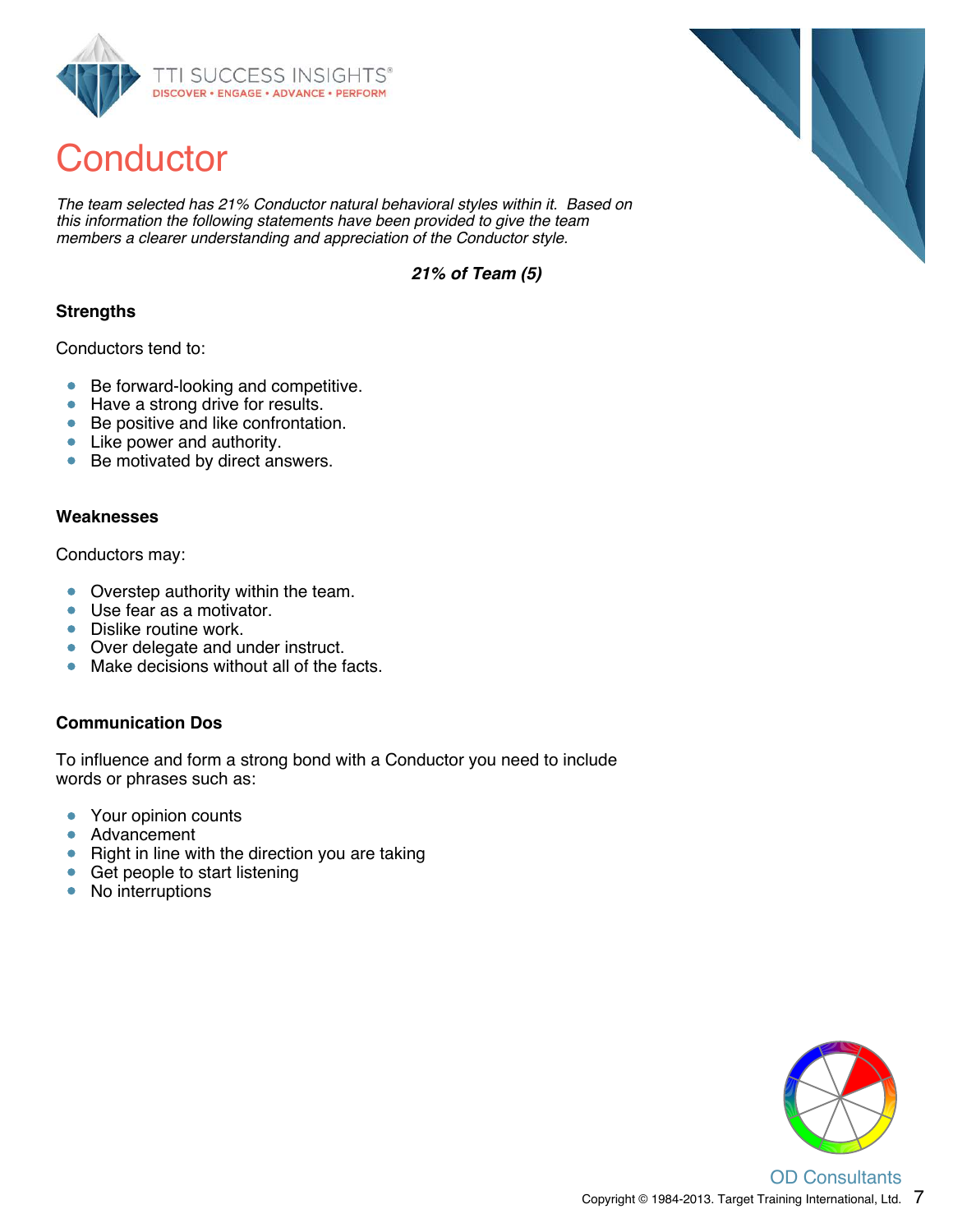# Conductor

*The team selected has 21% Conductor natural behavioral styles within it. Based on this information the following statements have been provided to give the team members a clearer understanding and appreciation of the Conductor style.*

***21% of Team (5)***

### Strengths

Conductors tend to:

- Be forward-looking and competitive.
- Have a strong drive for results.
- Be positive and like confrontation.
- Like power and authority.
- Be motivated by direct answers.

### Weaknesses

Conductors may:

- Overstep authority within the team.
- Use fear as a motivator.
- Dislike routine work.
- Over delegate and under instruct.
- Make decisions without all of the facts.

### Communication Dos

To influence and form a strong bond with a Conductor you need to include words or phrases such as:

- Your opinion counts
- Advancement
- Right in line with the direction you are taking
- Get people to start listening
- No interruptions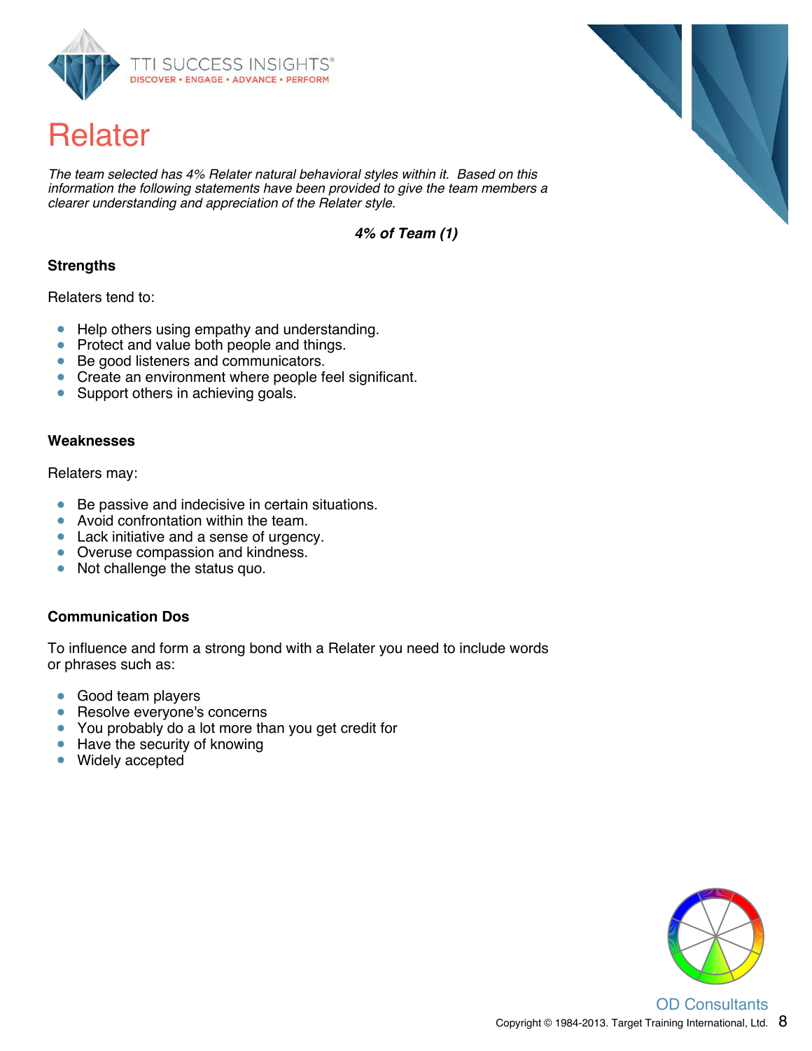# Relater

*The team selected has 4% Relater natural behavioral styles within it. Based on this information the following statements have been provided to give the team members a clearer understanding and appreciation of the Relater style.*

***4% of Team (1)***

### Strengths

Relaters tend to:

- Help others using empathy and understanding.
- Protect and value both people and things.
- Be good listeners and communicators.
- Create an environment where people feel significant.
- Support others in achieving goals.

### Weaknesses

Relaters may:

- Be passive and indecisive in certain situations.
- Avoid confrontation within the team.
- Lack initiative and a sense of urgency.
- Overuse compassion and kindness.
- Not challenge the status quo.

### Communication Dos

To influence and form a strong bond with a Relater you need to include words or phrases such as:

- Good team players
- Resolve everyone's concerns
- You probably do a lot more than you get credit for
- Have the security of knowing
- Widely accepted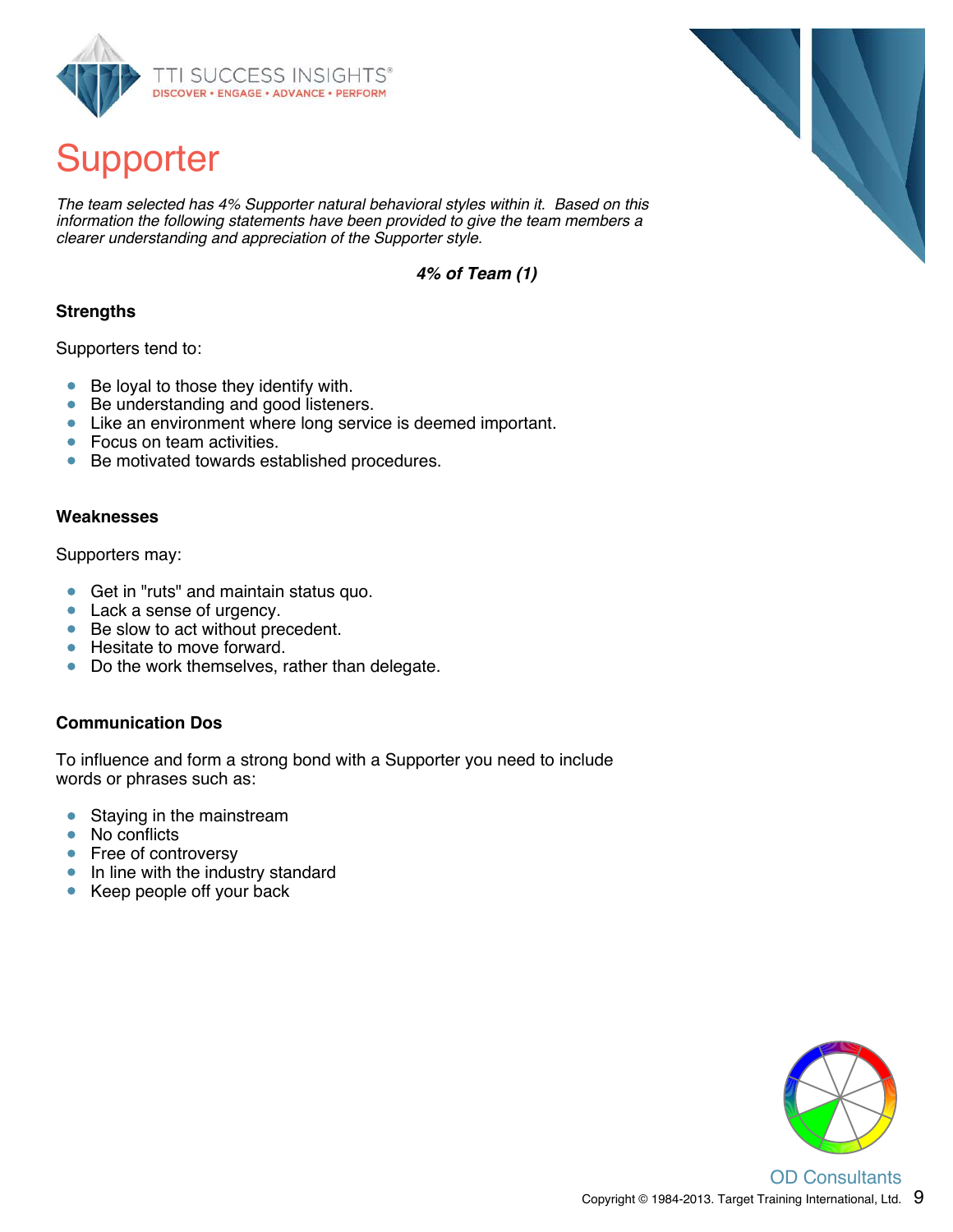# Supporter

*The team selected has 4% Supporter natural behavioral styles within it. Based on this information the following statements have been provided to give the team members a clearer understanding and appreciation of the Supporter style.*

***4% of Team (1)***

### Strengths

Supporters tend to:

- Be loyal to those they identify with.
- Be understanding and good listeners.
- Like an environment where long service is deemed important.
- Focus on team activities.
- Be motivated towards established procedures.

### Weaknesses

Supporters may:

- Get in "ruts" and maintain status quo.
- Lack a sense of urgency.
- Be slow to act without precedent.
- Hesitate to move forward.
- Do the work themselves, rather than delegate.

### Communication Dos

To influence and form a strong bond with a Supporter you need to include words or phrases such as:

- Staying in the mainstream
- No conflicts
- Free of controversy
- In line with the industry standard
- Keep people off your back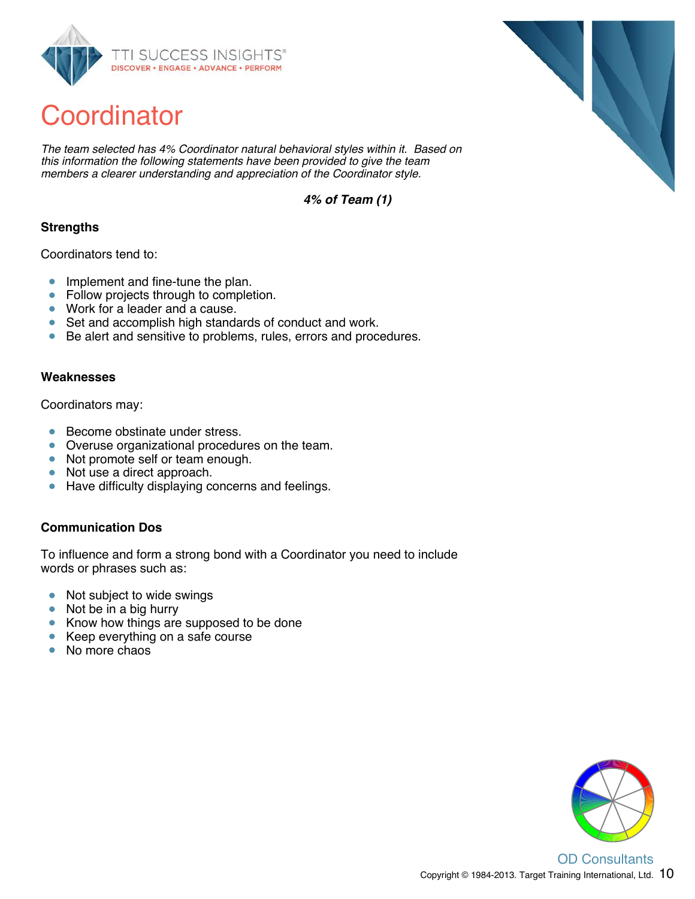# Coordinator

*The team selected has 4% Coordinator natural behavioral styles within it. Based on this information the following statements have been provided to give the team members a clearer understanding and appreciation of the Coordinator style.*

***4% of Team (1)***

**Strengths**

Coordinators tend to:

- Implement and fine-tune the plan.
- Follow projects through to completion.
- Work for a leader and a cause.
- Set and accomplish high standards of conduct and work.
- Be alert and sensitive to problems, rules, errors and procedures.

**Weaknesses**

Coordinators may:

- Become obstinate under stress.
- Overuse organizational procedures on the team.
- Not promote self or team enough.
- Not use a direct approach.
- Have difficulty displaying concerns and feelings.

**Communication Dos**

To influence and form a strong bond with a Coordinator you need to include words or phrases such as:

- Not subject to wide swings
- Not be in a big hurry
- Know how things are supposed to be done
- Keep everything on a safe course
- No more chaos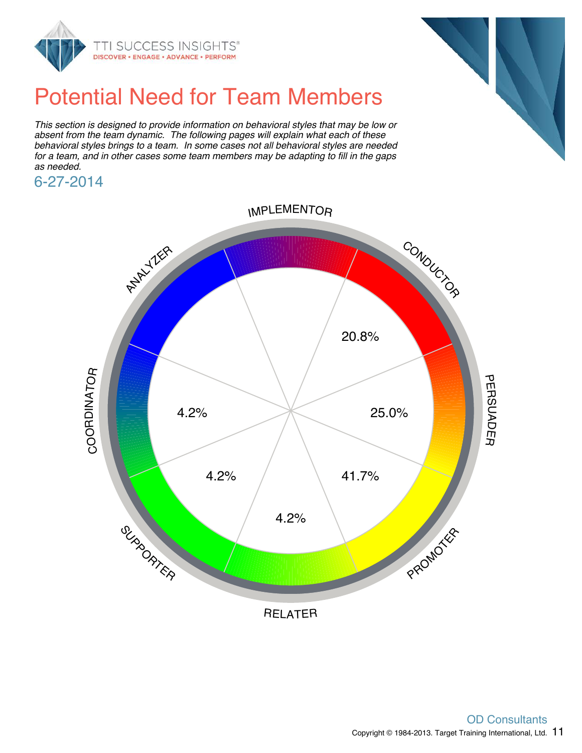# Potential Need for Team Members

*This section is designed to provide information on behavioral styles that may be low or absent from the team dynamic. The following pages will explain what each of these behavioral styles brings to a team. In some cases not all behavioral styles are needed for a team, and in other cases some team members may be adapting to fill in the gaps as needed.*

## 6-27-2014

| Behavioral Style | Percentage |
|---|---|
| IMPLEMENTOR | |
| CONDUCTOR | 20.8% |
| PERSUADER | 25.0% |
| PROMOTER | 41.7% |
| RELATER | 4.2% |
| SUPPORTER | 4.2% |
| COORDINATOR | 4.2% |
| ANALYZER | |

OD Consultants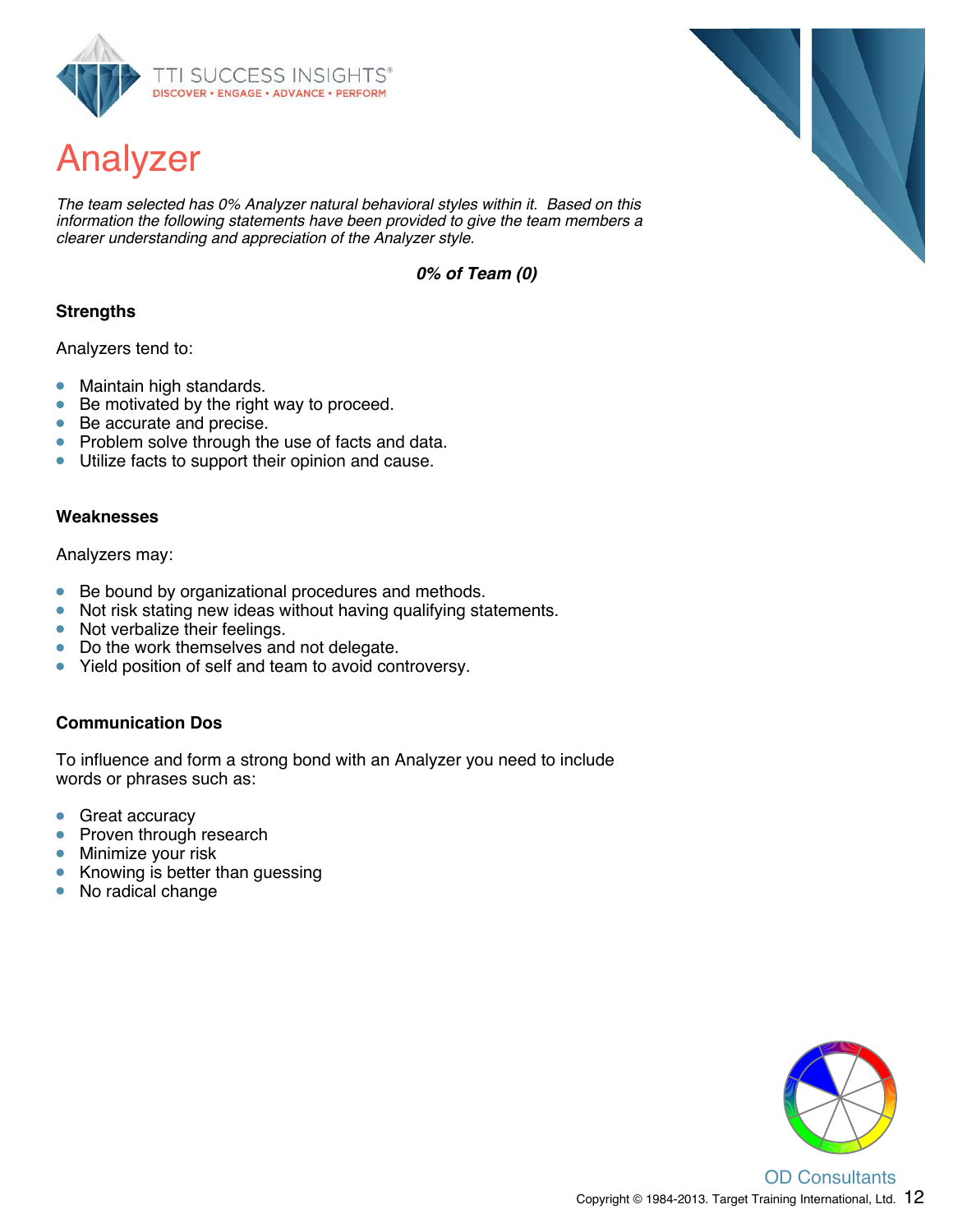# Analyzer

*The team selected has 0% Analyzer natural behavioral styles within it. Based on this information the following statements have been provided to give the team members a clearer understanding and appreciation of the Analyzer style.*

***0% of Team (0)***

### Strengths

Analyzers tend to:

- Maintain high standards.
- Be motivated by the right way to proceed.
- Be accurate and precise.
- Problem solve through the use of facts and data.
- Utilize facts to support their opinion and cause.

### Weaknesses

Analyzers may:

- Be bound by organizational procedures and methods.
- Not risk stating new ideas without having qualifying statements.
- Not verbalize their feelings.
- Do the work themselves and not delegate.
- Yield position of self and team to avoid controversy.

### Communication Dos

To influence and form a strong bond with an Analyzer you need to include words or phrases such as:

- Great accuracy
- Proven through research
- Minimize your risk
- Knowing is better than guessing
- No radical change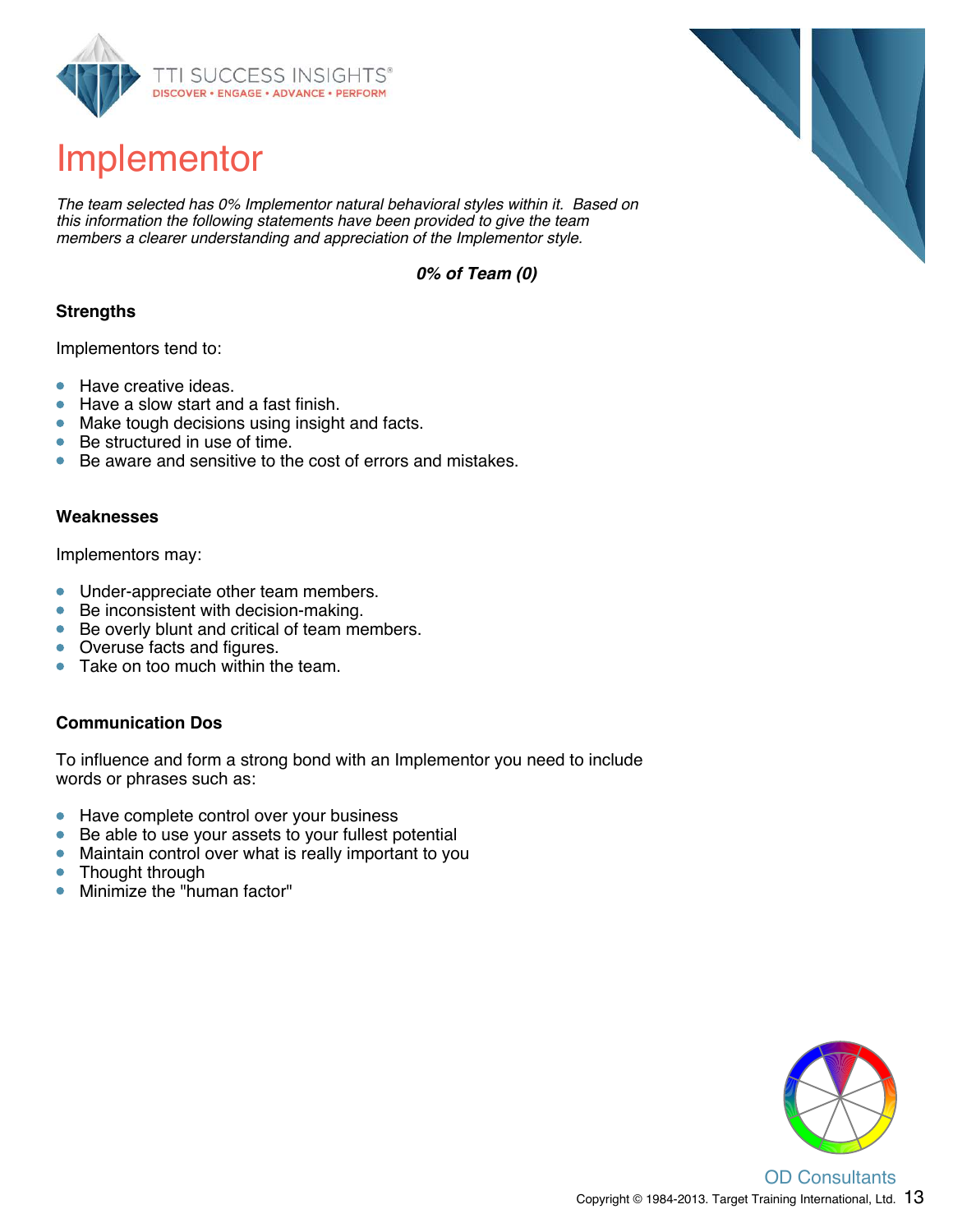# Implementor

*The team selected has 0% Implementor natural behavioral styles within it. Based on this information the following statements have been provided to give the team members a clearer understanding and appreciation of the Implementor style.*

***0% of Team (0)***

**Strengths**

Implementors tend to:

- Have creative ideas.
- Have a slow start and a fast finish.
- Make tough decisions using insight and facts.
- Be structured in use of time.
- Be aware and sensitive to the cost of errors and mistakes.

**Weaknesses**

Implementors may:

- Under-appreciate other team members.
- Be inconsistent with decision-making.
- Be overly blunt and critical of team members.
- Overuse facts and figures.
- Take on too much within the team.

**Communication Dos**

To influence and form a strong bond with an Implementor you need to include words or phrases such as:

- Have complete control over your business
- Be able to use your assets to your fullest potential
- Maintain control over what is really important to you
- Thought through
- Minimize the "human factor"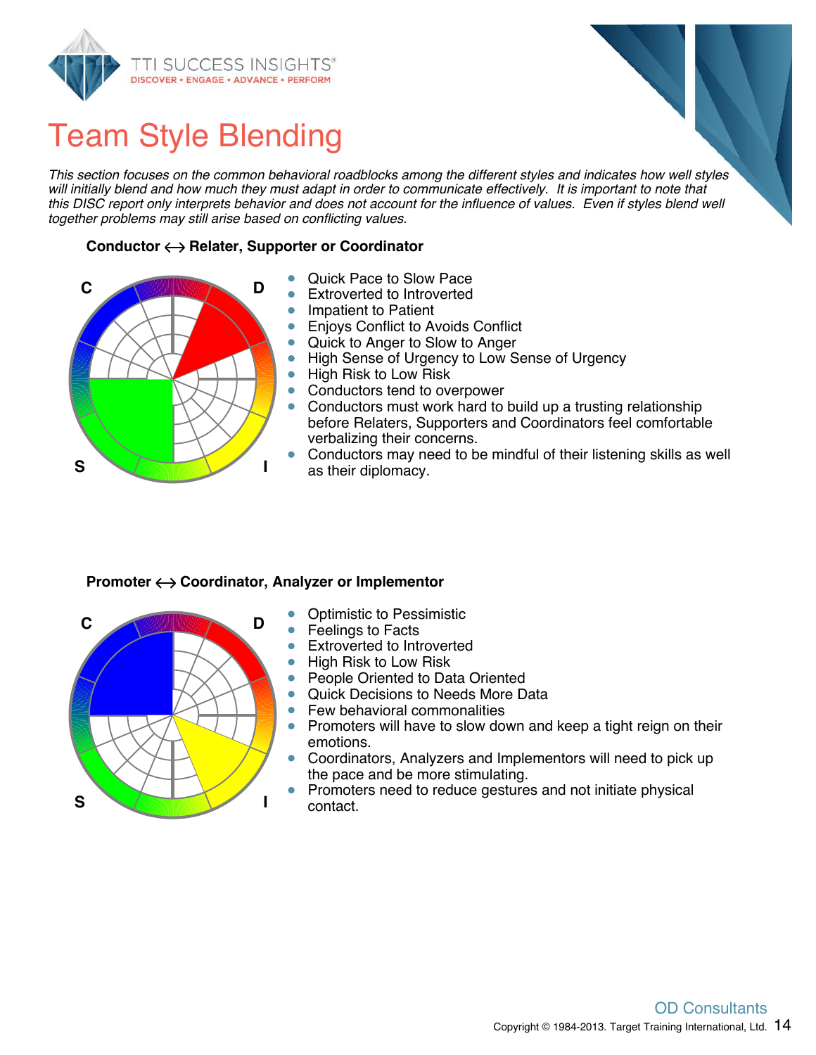# Team Style Blending

*This section focuses on the common behavioral roadblocks among the different styles and indicates how well styles will initially blend and how much they must adapt in order to communicate effectively. It is important to note that this DISC report only interprets behavior and does not account for the influence of values. Even if styles blend well together problems may still arise based on conflicting values.*

**Conductor ⟷ Relater, Supporter or Coordinator**

- Quick Pace to Slow Pace
- Extroverted to Introverted
- Impatient to Patient
- Enjoys Conflict to Avoids Conflict
- Quick to Anger to Slow to Anger
- High Sense of Urgency to Low Sense of Urgency
- High Risk to Low Risk
- Conductors tend to overpower
- Conductors must work hard to build up a trusting relationship before Relaters, Supporters and Coordinators feel comfortable verbalizing their concerns.
- Conductors may need to be mindful of their listening skills as well as their diplomacy.

**Promoter ⟷ Coordinator, Analyzer or Implementor**

- Optimistic to Pessimistic
- Feelings to Facts
- Extroverted to Introverted
- High Risk to Low Risk
- People Oriented to Data Oriented
- Quick Decisions to Needs More Data
- Few behavioral commonalities
- Promoters will have to slow down and keep a tight reign on their emotions.
- Coordinators, Analyzers and Implementors will need to pick up the pace and be more stimulating.
- Promoters need to reduce gestures and not initiate physical contact.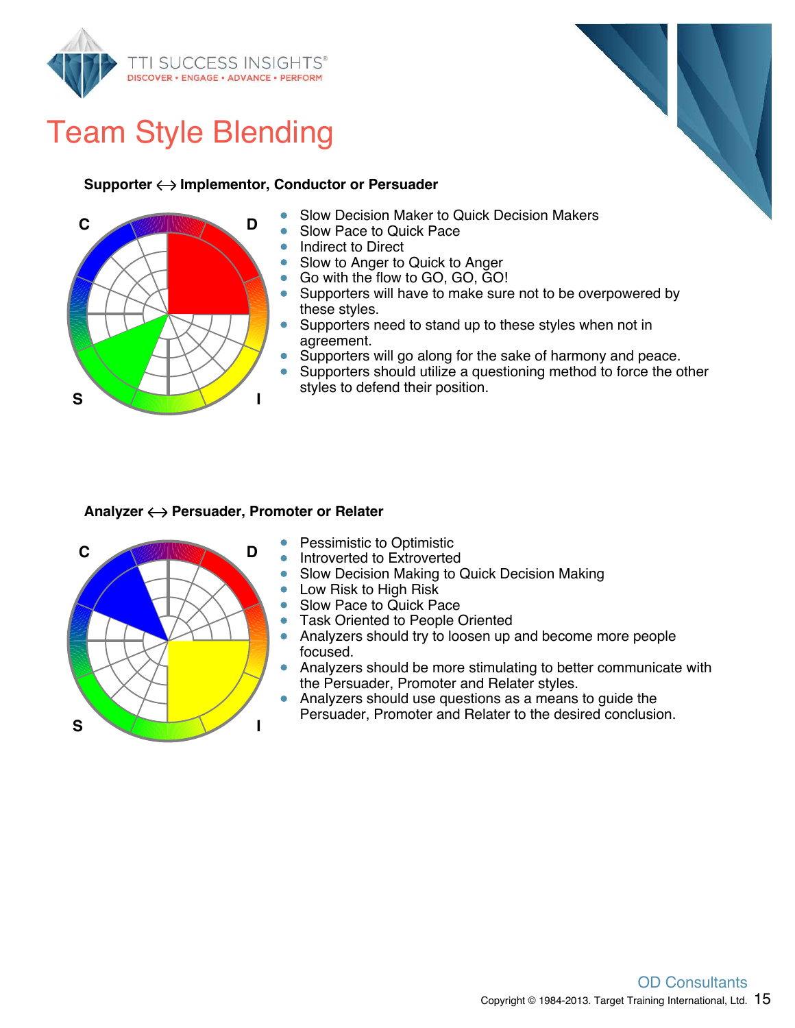# Team Style Blending

**Supporter ⟷ Implementor, Conductor or Persuader**

- Slow Decision Maker to Quick Decision Makers
- Slow Pace to Quick Pace
- Indirect to Direct
- Slow to Anger to Quick to Anger
- Go with the flow to GO, GO, GO!
- Supporters will have to make sure not to be overpowered by these styles.
- Supporters need to stand up to these styles when not in agreement.
- Supporters will go along for the sake of harmony and peace.
- Supporters should utilize a questioning method to force the other styles to defend their position.

**Analyzer ⟷ Persuader, Promoter or Relater**

- Pessimistic to Optimistic
- Introverted to Extroverted
- Slow Decision Making to Quick Decision Making
- Low Risk to High Risk
- Slow Pace to Quick Pace
- Task Oriented to People Oriented
- Analyzers should try to loosen up and become more people focused.
- Analyzers should be more stimulating to better communicate with the Persuader, Promoter and Relater styles.
- Analyzers should use questions as a means to guide the Persuader, Promoter and Relater to the desired conclusion.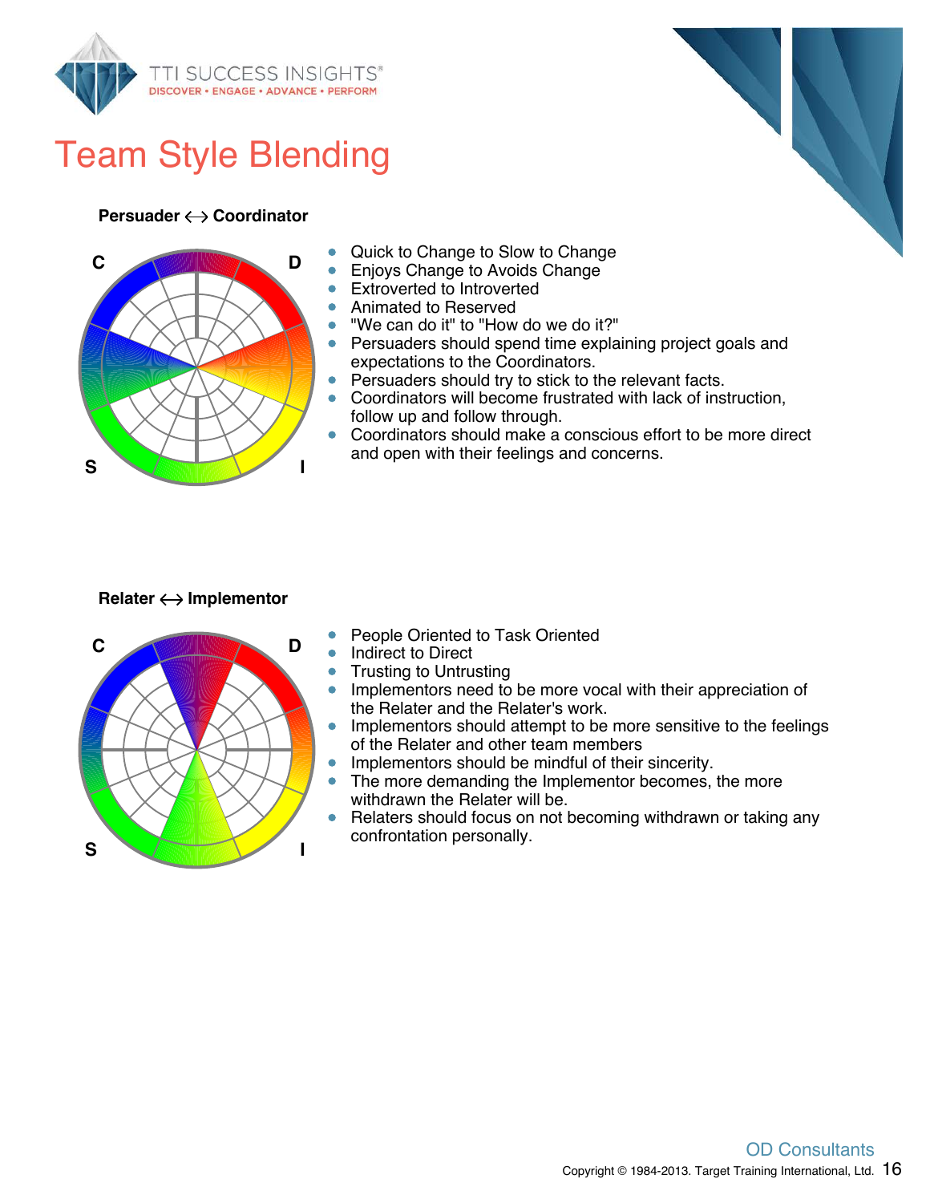# Team Style Blending

**Persuader ⟷ Coordinator**

- Quick to Change to Slow to Change
- Enjoys Change to Avoids Change
- Extroverted to Introverted
- Animated to Reserved
- "We can do it" to "How do we do it?"
- Persuaders should spend time explaining project goals and expectations to the Coordinators.
- Persuaders should try to stick to the relevant facts.
- Coordinators will become frustrated with lack of instruction, follow up and follow through.
- Coordinators should make a conscious effort to be more direct and open with their feelings and concerns.

**Relater ⟷ Implementor**

- People Oriented to Task Oriented
- Indirect to Direct
- Trusting to Untrusting
- Implementors need to be more vocal with their appreciation of the Relater and the Relater's work.
- Implementors should attempt to be more sensitive to the feelings of the Relater and other team members
- Implementors should be mindful of their sincerity.
- The more demanding the Implementor becomes, the more withdrawn the Relater will be.
- Relaters should focus on not becoming withdrawn or taking any confrontation personally.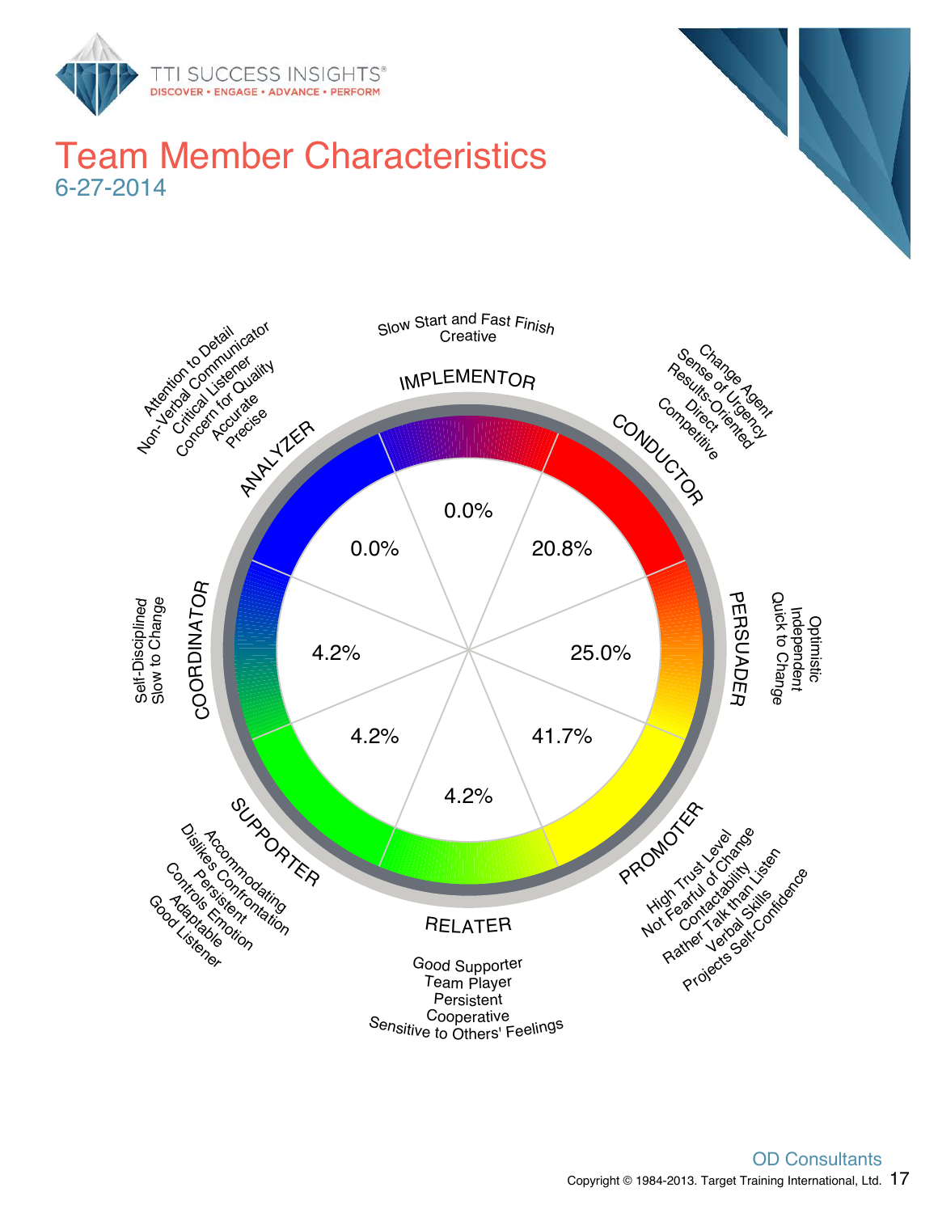# Team Member Characteristics

6-27-2014

**IMPLEMENTOR** — 0.0%
Slow Start and Fast Finish
Creative

**CONDUCTOR** — 20.8%
Change Agent
Sense of Urgency
Results-Oriented
Direct
Competitive

**PERSUADER** — 25.0%
Optimistic
Independent
Quick to Change

**PROMOTER** — 41.7%
High Trust Level
Not Fearful of Change
Contactability
Rather Talk than Listen
Verbal Skills
Projects Self-Confidence

**RELATER** — 4.2%
Good Supporter
Team Player
Persistent
Cooperative
Sensitive to Others' Feelings

**SUPPORTER** — 4.2%
Accommodating
Dislikes Confrontation
Persistent
Controls Emotion
Adaptable
Good Listener

**COORDINATOR** — 4.2%
Self-Disciplined
Slow to Change

**ANALYZER** — 0.0%
Attention to Detail
Non-Verbal Communicator
Critical Listener
Concern for Quality
Accurate
Precise

OD Consultants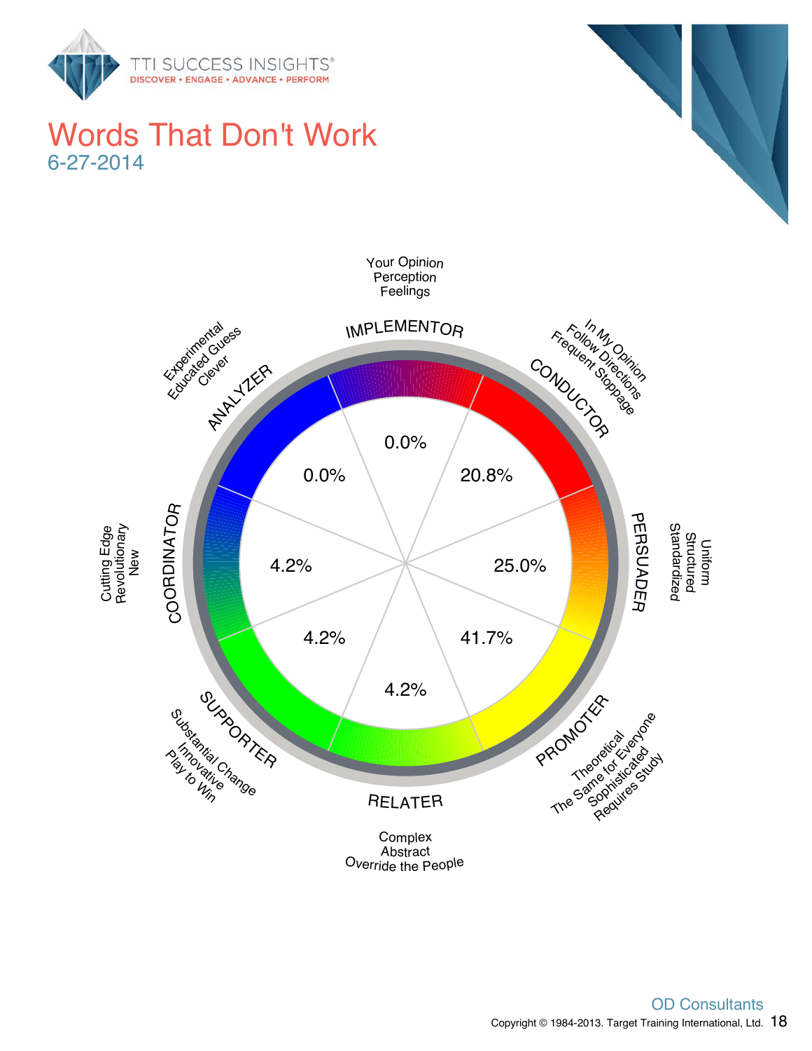# Words That Don't Work

6-27-2014

**IMPLEMENTOR**
Your Opinion
Perception
Feelings
0.0%

**CONDUCTOR**
In My Opinion
Follow Directions
Frequent Stoppage
20.8%

**PERSUADER**
Uniform
Structured
Standardized
25.0%

**PROMOTER**
Theoretical
The Same for Everyone
Sophisticated
Requires Study
41.7%

**RELATER**
Complex
Abstract
Override the People
4.2%

**SUPPORTER**
Substantial Change
Innovative
Play to Win
4.2%

**COORDINATOR**
Cutting Edge
Revolutionary
New
4.2%

**ANALYZER**
Experimental
Educated Guess
Clever
0.0%

OD Consultants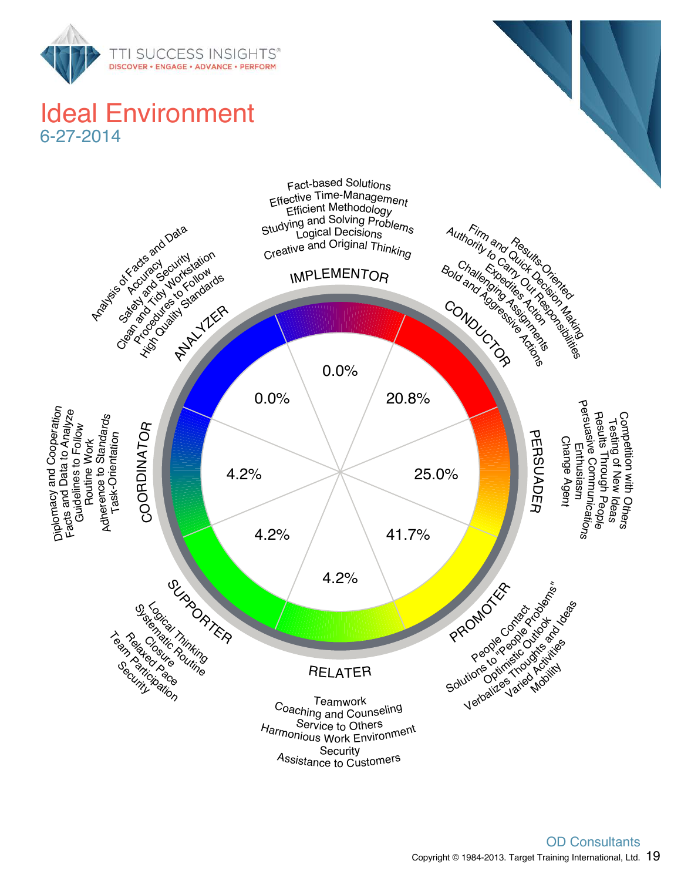# Ideal Environment

6-27-2014

**IMPLEMENTOR** — 0.0%
- Fact-based Solutions
- Effective Time-Management
- Efficient Methodology
- Studying and Solving Problems
- Logical Decisions
- Creative and Original Thinking

**CONDUCTOR** — 20.8%
- Results-Oriented
- Firm and Quick Decision Making
- Authority to Carry Out Responsibilities
- Expedites Action
- Challenging Assignments
- Bold and Aggressive Actions

**PERSUADER** — 25.0%
- Competition with Others
- Testing of New Ideas
- Results Through People
- Persuasive Communications
- Enthusiasm
- Change Agent

**PROMOTER** — 41.7%
- People Contact
- Solutions to "People Problems"
- Optimistic Outlook
- Verbalizes Thoughts and Ideas
- Varied Activities
- Mobility

**RELATER** — 4.2%
- Teamwork
- Coaching and Counseling
- Service to Others
- Harmonious Work Environment
- Security
- Assistance to Customers

**SUPPORTER** — 4.2%
- Logical Thinking
- Systematic Routine
- Closure
- Relaxed Pace
- Team Participation
- Security

**COORDINATOR** — 4.2%
- Diplomacy and Cooperation
- Facts and Data to Analyze
- Guidelines to Follow
- Routine Work
- Adherence to Standards
- Task-Orientation

**ANALYZER** — 0.0%
- Analysis of Facts and Data
- Accuracy
- Safety and Security
- Clean and Tidy Workstation
- Procedures to Follow
- High Quality Standards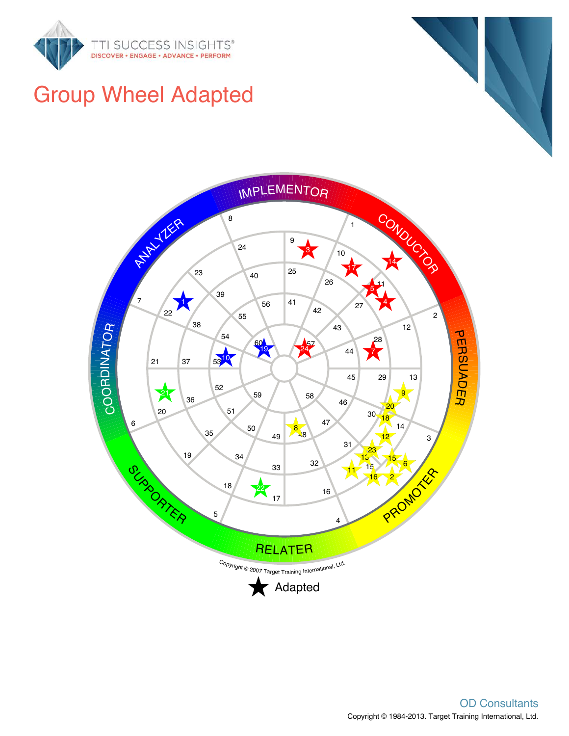# Group Wheel Adapted

IMPLEMENTOR · CONDUCTOR · PERSUADER · PROMOTER · RELATER · SUPPORTER · COORDINATOR · ANALYZER

Copyright © 2007 Target Training International, Ltd.

★ Adapted

OD Consultants

Copyright © 1984-2013. Target Training International, Ltd.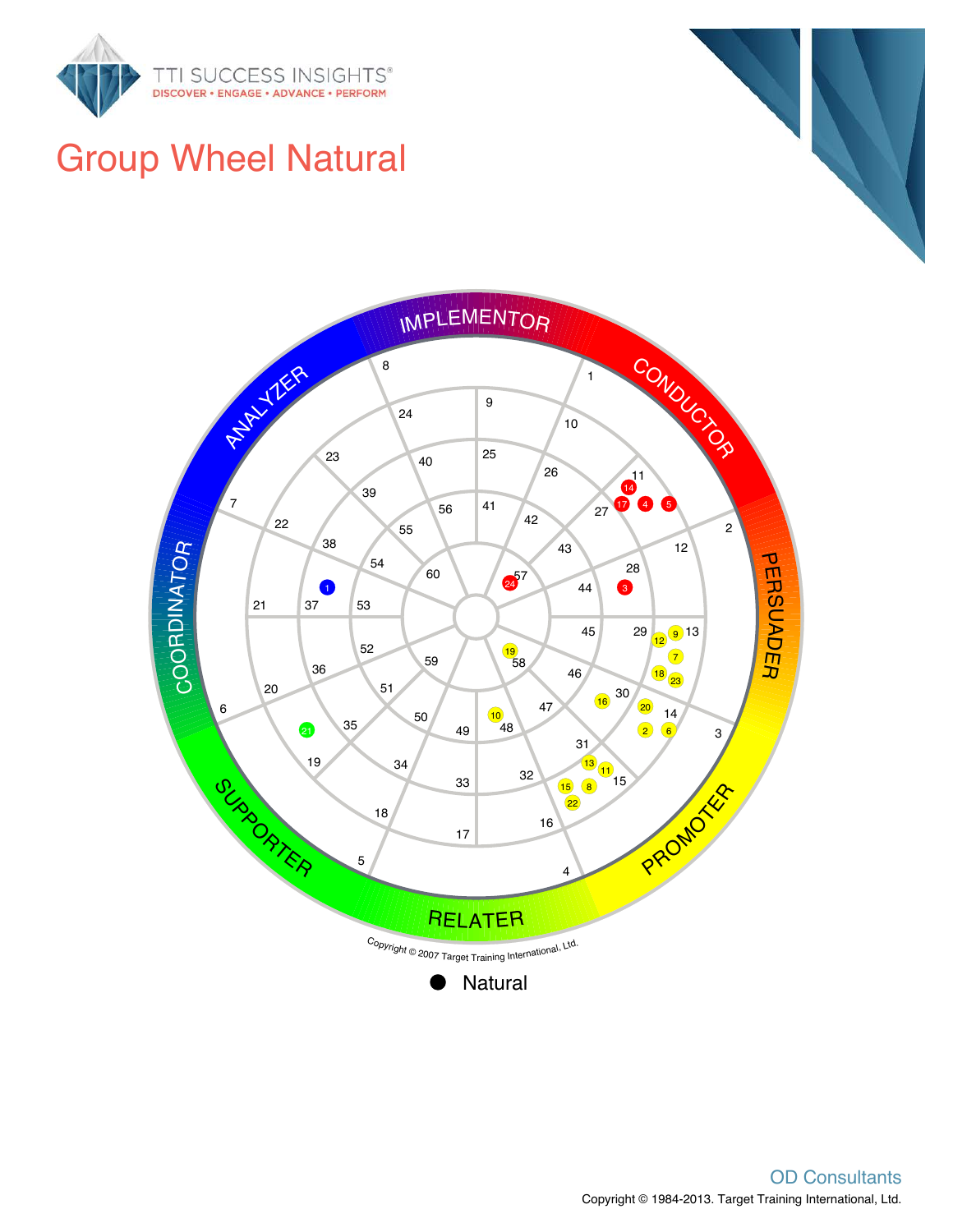# Group Wheel Natural

Natural

OD Consultants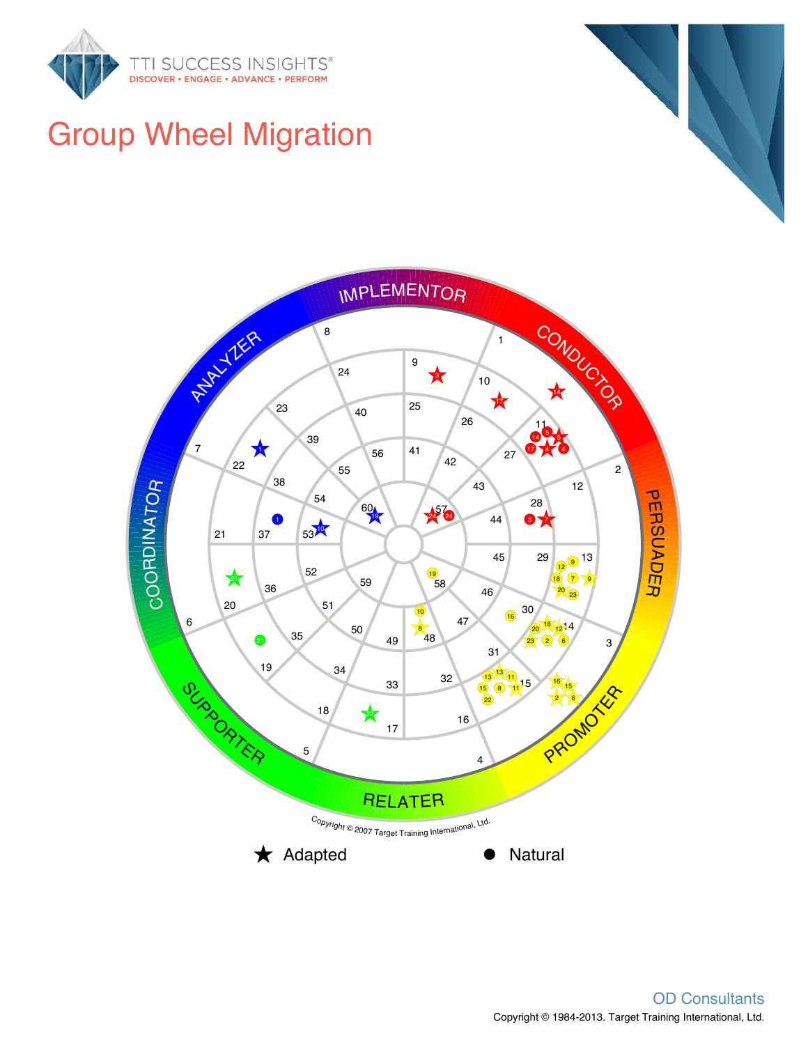TTI SUCCESS INSIGHTS®

DISCOVER • ENGAGE • ADVANCE • PERFORM

# Group Wheel Migration

IMPLEMENTOR

CONDUCTOR

PERSUADER

PROMOTER

RELATER

SUPPORTER

COORDINATOR

ANALYZER

Copyright © 2007 Target Training International, Ltd.

★ Adapted

● Natural

OD Consultants

Copyright © 1984-2013. Target Training International, Ltd.